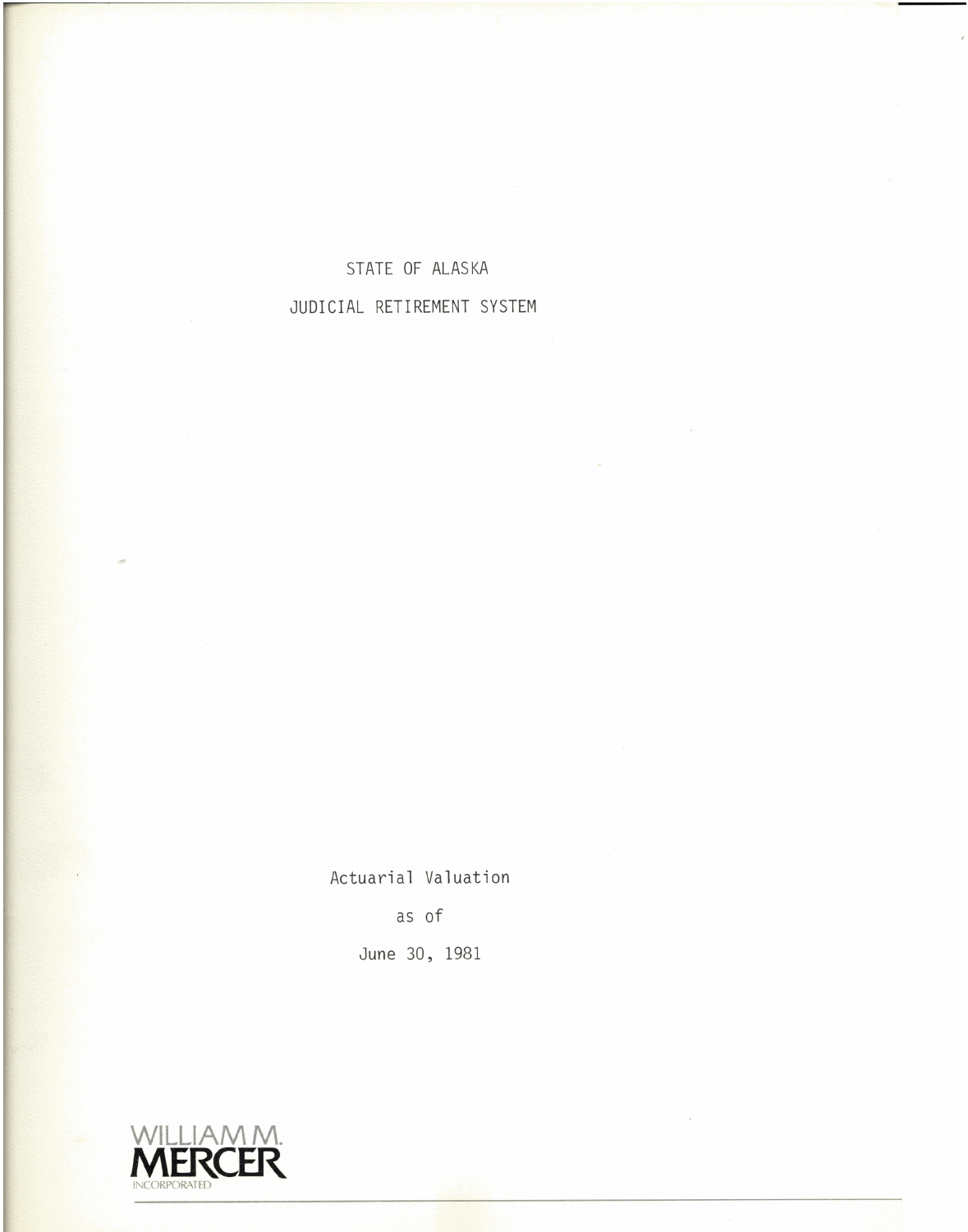# STATE OF ALASKA

# JUDICIAL RETIREMENT SYSTEM

Actuarial Valuation

as of

June 30, 1981

WILLIAM M. MERCER INCORPORATED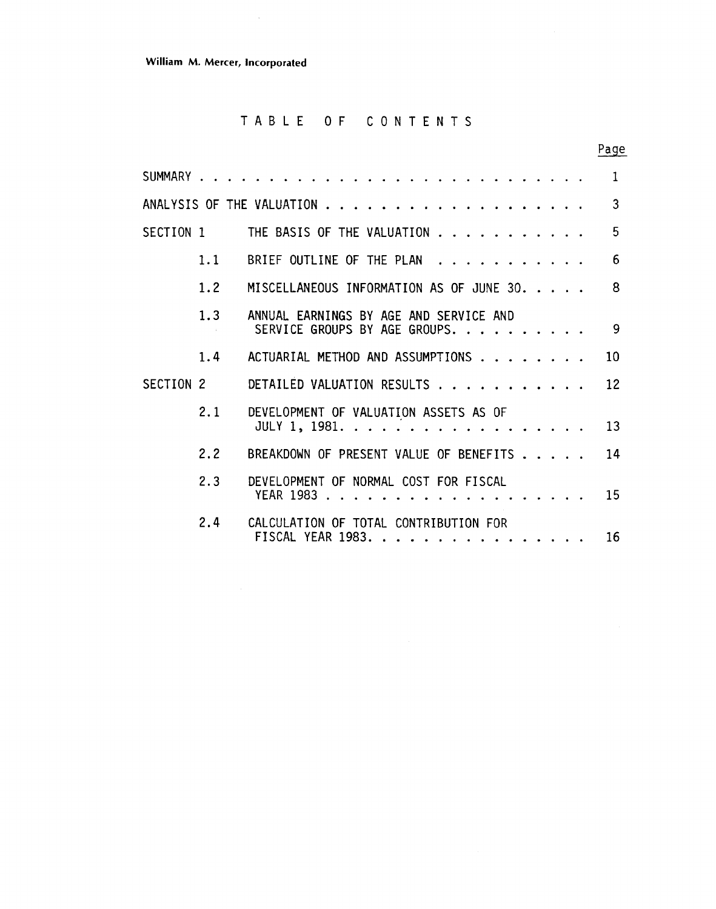William M. Mercer, Incorporated

# TABLE OF CONTENTS

| | | Page |
|---|---|---|
| SUMMARY | | 1 |
| ANALYSIS OF THE VALUATION | | 3 |
| SECTION 1 | THE BASIS OF THE VALUATION | 5 |
| 1.1 | BRIEF OUTLINE OF THE PLAN | 6 |
| 1.2 | MISCELLANEOUS INFORMATION AS OF JUNE 30. | 8 |
| 1.3 | ANNUAL EARNINGS BY AGE AND SERVICE AND SERVICE GROUPS BY AGE GROUPS. | 9 |
| 1.4 | ACTUARIAL METHOD AND ASSUMPTIONS | 10 |
| SECTION 2 | DETAILED VALUATION RESULTS | 12 |
| 2.1 | DEVELOPMENT OF VALUATION ASSETS AS OF JULY 1, 1981. | 13 |
| 2.2 | BREAKDOWN OF PRESENT VALUE OF BENEFITS | 14 |
| 2.3 | DEVELOPMENT OF NORMAL COST FOR FISCAL YEAR 1983 | 15 |
| 2.4 | CALCULATION OF TOTAL CONTRIBUTION FOR FISCAL YEAR 1983. | 16 |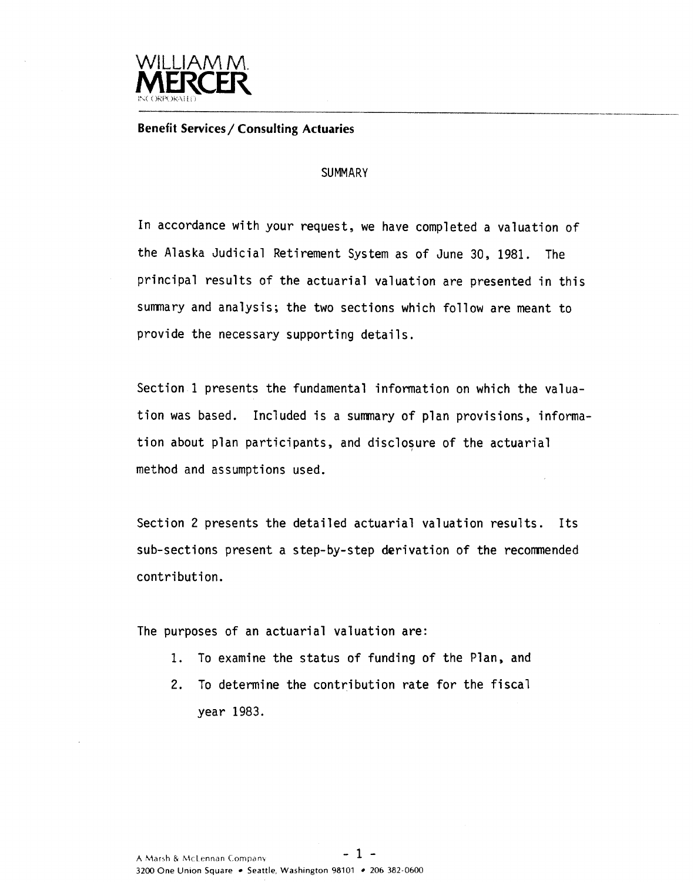**WILLIAM M. MERCER**
INCORPORATED

**Benefit Services / Consulting Actuaries**

# SUMMARY

In accordance with your request, we have completed a valuation of the Alaska Judicial Retirement System as of June 30, 1981. The principal results of the actuarial valuation are presented in this summary and analysis; the two sections which follow are meant to provide the necessary supporting details.

Section 1 presents the fundamental information on which the valuation was based. Included is a summary of plan provisions, information about plan participants, and disclosure of the actuarial method and assumptions used.

Section 2 presents the detailed actuarial valuation results. Its sub-sections present a step-by-step derivation of the recommended contribution.

The purposes of an actuarial valuation are:

1. To examine the status of funding of the Plan, and
2. To determine the contribution rate for the fiscal year 1983.

A Marsh & McLennan Company
3200 One Union Square • Seattle, Washington 98101 • 206 382-0600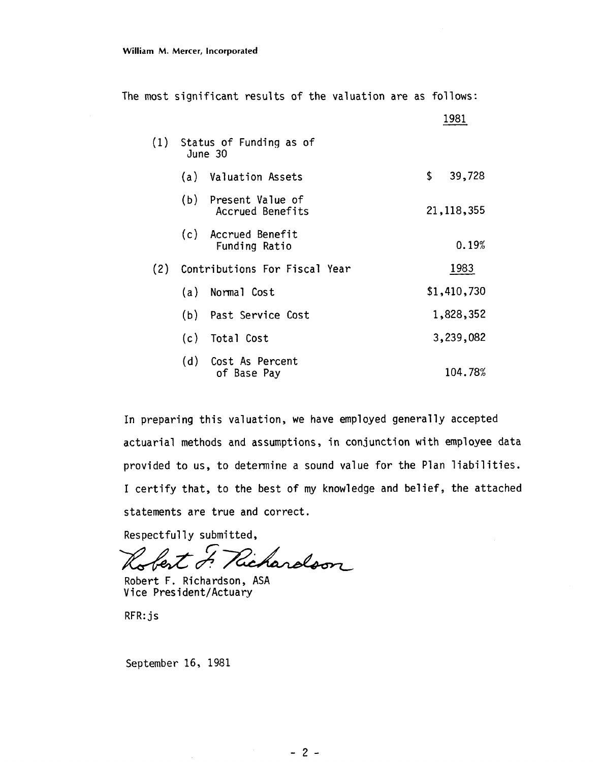William M. Mercer, Incorporated

The most significant results of the valuation are as follows:

| | | 1981 |
|---|---|---|
| (1) | Status of Funding as of June 30 | |
| | (a) Valuation Assets | $ 39,728 |
| | (b) Present Value of Accrued Benefits | 21,118,355 |
| | (c) Accrued Benefit Funding Ratio | 0.19% |
| (2) | Contributions For Fiscal Year | 1983 |
| | (a) Normal Cost | $1,410,730 |
| | (b) Past Service Cost | 1,828,352 |
| | (c) Total Cost | 3,239,082 |
| | (d) Cost As Percent of Base Pay | 104.78% |

In preparing this valuation, we have employed generally accepted actuarial methods and assumptions, in conjunction with employee data provided to us, to determine a sound value for the Plan liabilities. I certify that, to the best of my knowledge and belief, the attached statements are true and correct.

Respectfully submitted,

Robert F. Richardson

Robert F. Richardson, ASA
Vice President/Actuary

RFR:js

September 16, 1981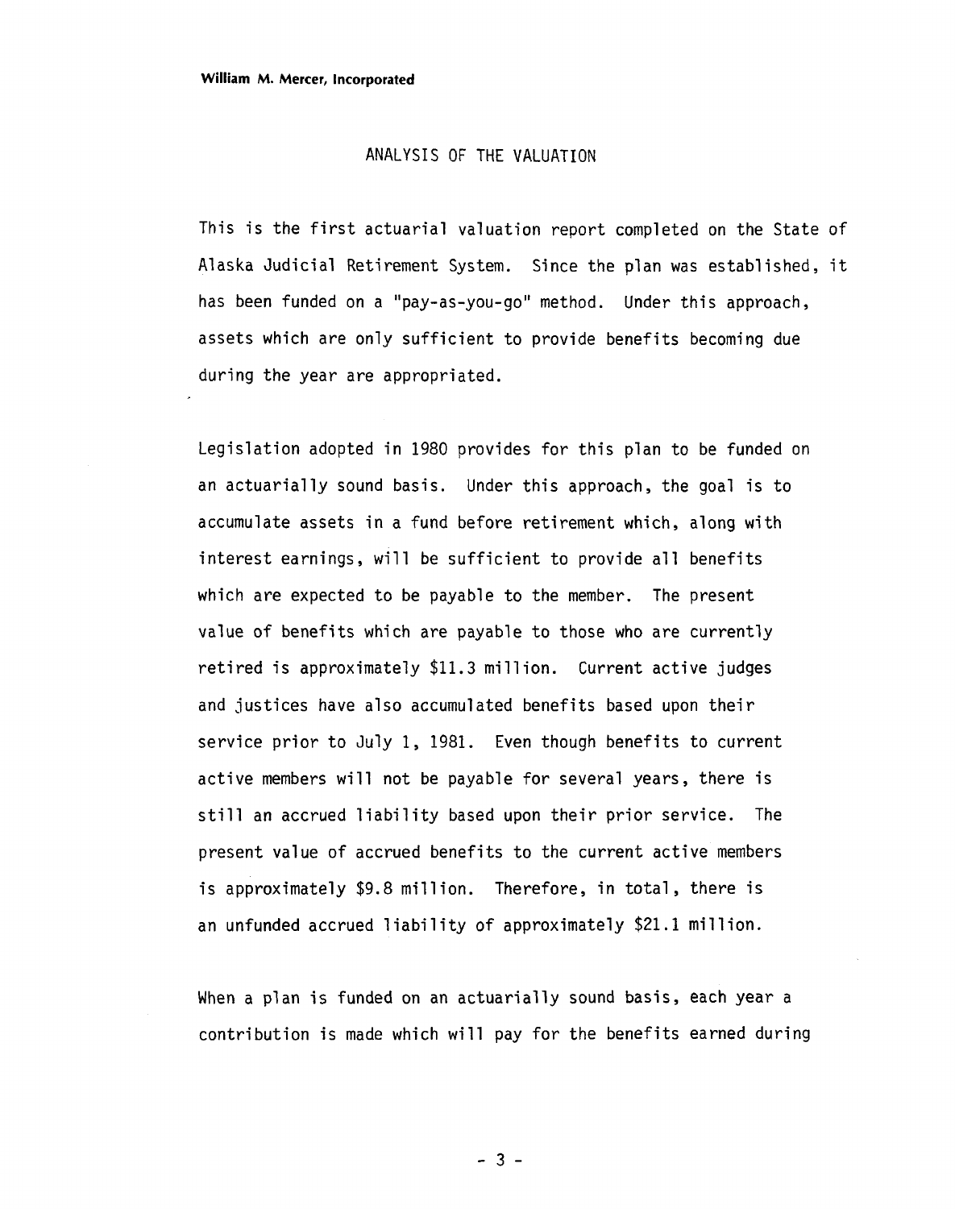## ANALYSIS OF THE VALUATION

This is the first actuarial valuation report completed on the State of Alaska Judicial Retirement System. Since the plan was established, it has been funded on a "pay-as-you-go" method. Under this approach, assets which are only sufficient to provide benefits becoming due during the year are appropriated.

Legislation adopted in 1980 provides for this plan to be funded on an actuarially sound basis. Under this approach, the goal is to accumulate assets in a fund before retirement which, along with interest earnings, will be sufficient to provide all benefits which are expected to be payable to the member. The present value of benefits which are payable to those who are currently retired is approximately $11.3 million. Current active judges and justices have also accumulated benefits based upon their service prior to July 1, 1981. Even though benefits to current active members will not be payable for several years, there is still an accrued liability based upon their prior service. The present value of accrued benefits to the current active members is approximately $9.8 million. Therefore, in total, there is an unfunded accrued liability of approximately $21.1 million.

When a plan is funded on an actuarially sound basis, each year a contribution is made which will pay for the benefits earned during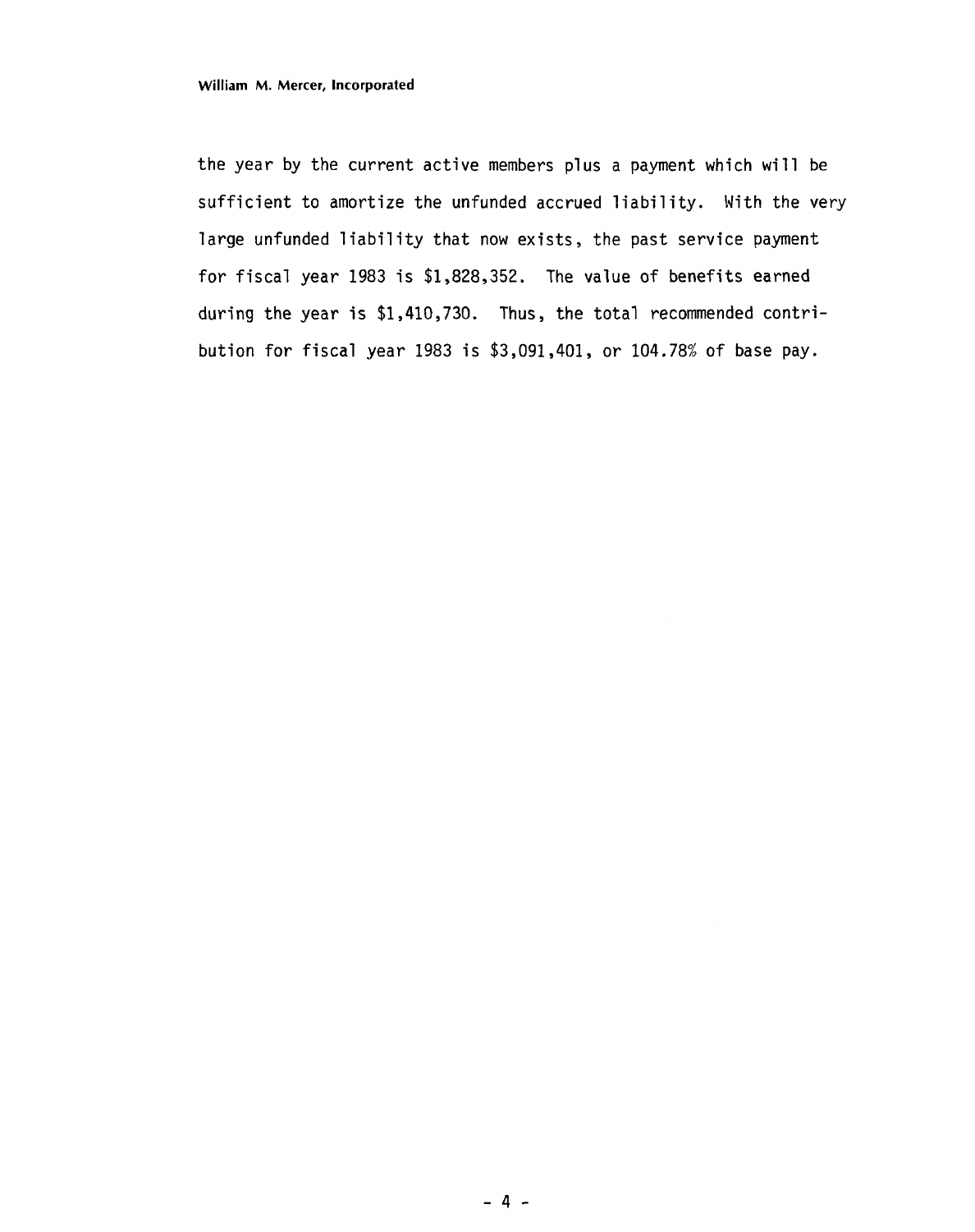the year by the current active members plus a payment which will be sufficient to amortize the unfunded accrued liability. With the very large unfunded liability that now exists, the past service payment for fiscal year 1983 is $1,828,352. The value of benefits earned during the year is $1,410,730. Thus, the total recommended contribution for fiscal year 1983 is $3,091,401, or 104.78% of base pay.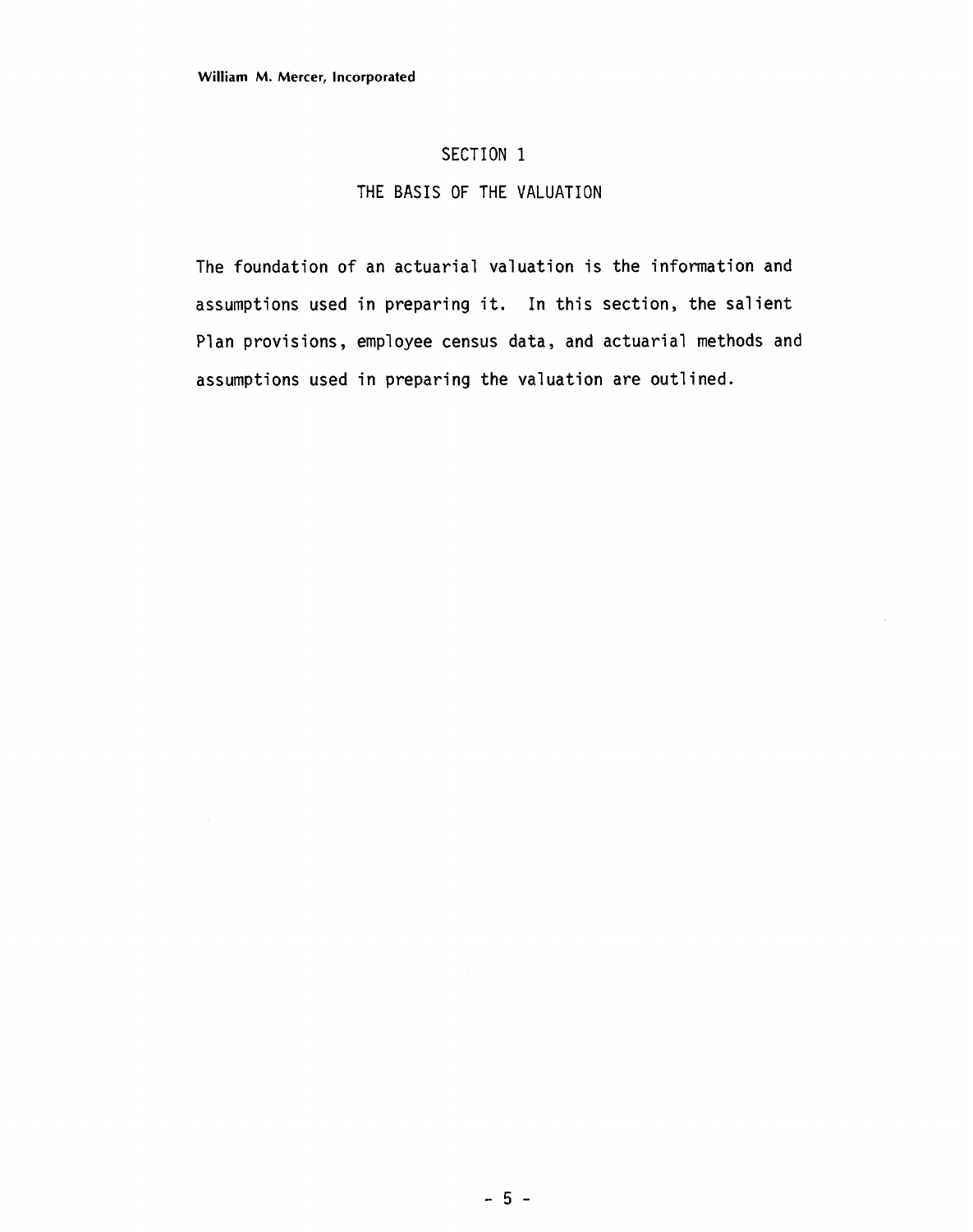# SECTION 1

## THE BASIS OF THE VALUATION

The foundation of an actuarial valuation is the information and assumptions used in preparing it. In this section, the salient Plan provisions, employee census data, and actuarial methods and assumptions used in preparing the valuation are outlined.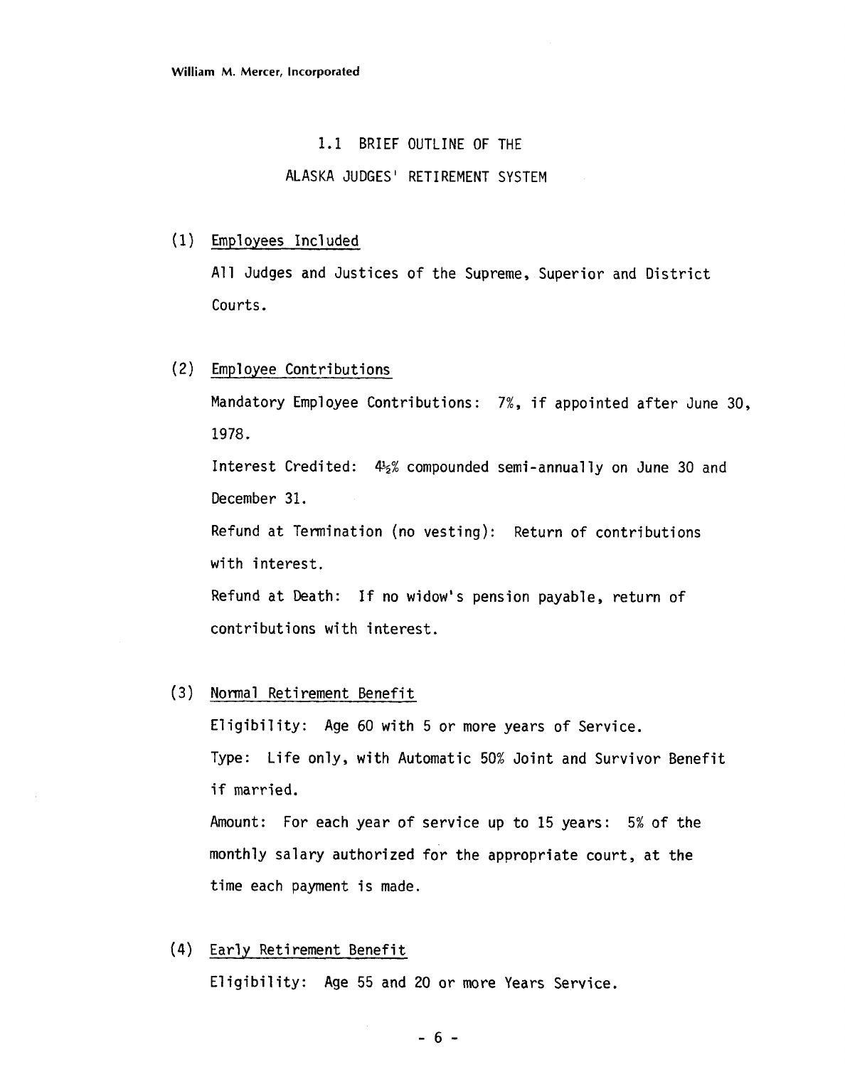## 1.1 BRIEF OUTLINE OF THE ALASKA JUDGES' RETIREMENT SYSTEM

(1) Employees Included

All Judges and Justices of the Supreme, Superior and District Courts.

(2) Employee Contributions

Mandatory Employee Contributions: 7%, if appointed after June 30, 1978.

Interest Credited: 4½% compounded semi-annually on June 30 and December 31.

Refund at Termination (no vesting): Return of contributions with interest.

Refund at Death: If no widow's pension payable, return of contributions with interest.

(3) Normal Retirement Benefit

Eligibility: Age 60 with 5 or more years of Service.

Type: Life only, with Automatic 50% Joint and Survivor Benefit if married.

Amount: For each year of service up to 15 years: 5% of the monthly salary authorized for the appropriate court, at the time each payment is made.

(4) Early Retirement Benefit

Eligibility: Age 55 and 20 or more Years Service.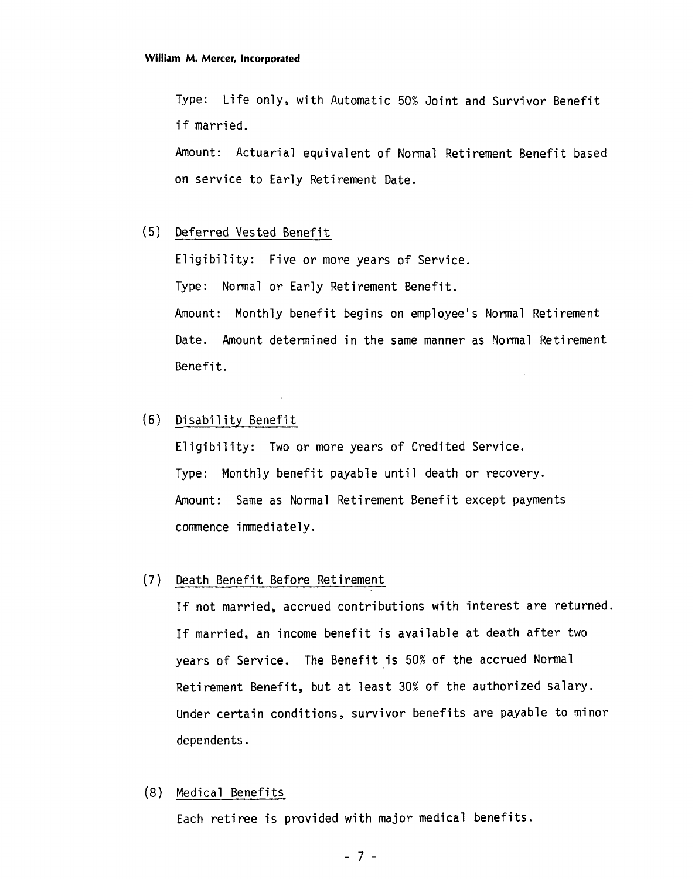Type: Life only, with Automatic 50% Joint and Survivor Benefit if married.

Amount: Actuarial equivalent of Normal Retirement Benefit based on service to Early Retirement Date.

(5) Deferred Vested Benefit

Eligibility: Five or more years of Service.

Type: Normal or Early Retirement Benefit.

Amount: Monthly benefit begins on employee's Normal Retirement Date. Amount determined in the same manner as Normal Retirement Benefit.

(6) Disability Benefit

Eligibility: Two or more years of Credited Service.

Type: Monthly benefit payable until death or recovery.

Amount: Same as Normal Retirement Benefit except payments commence immediately.

(7) Death Benefit Before Retirement

If not married, accrued contributions with interest are returned. If married, an income benefit is available at death after two years of Service. The Benefit is 50% of the accrued Normal Retirement Benefit, but at least 30% of the authorized salary. Under certain conditions, survivor benefits are payable to minor dependents.

(8) Medical Benefits

Each retiree is provided with major medical benefits.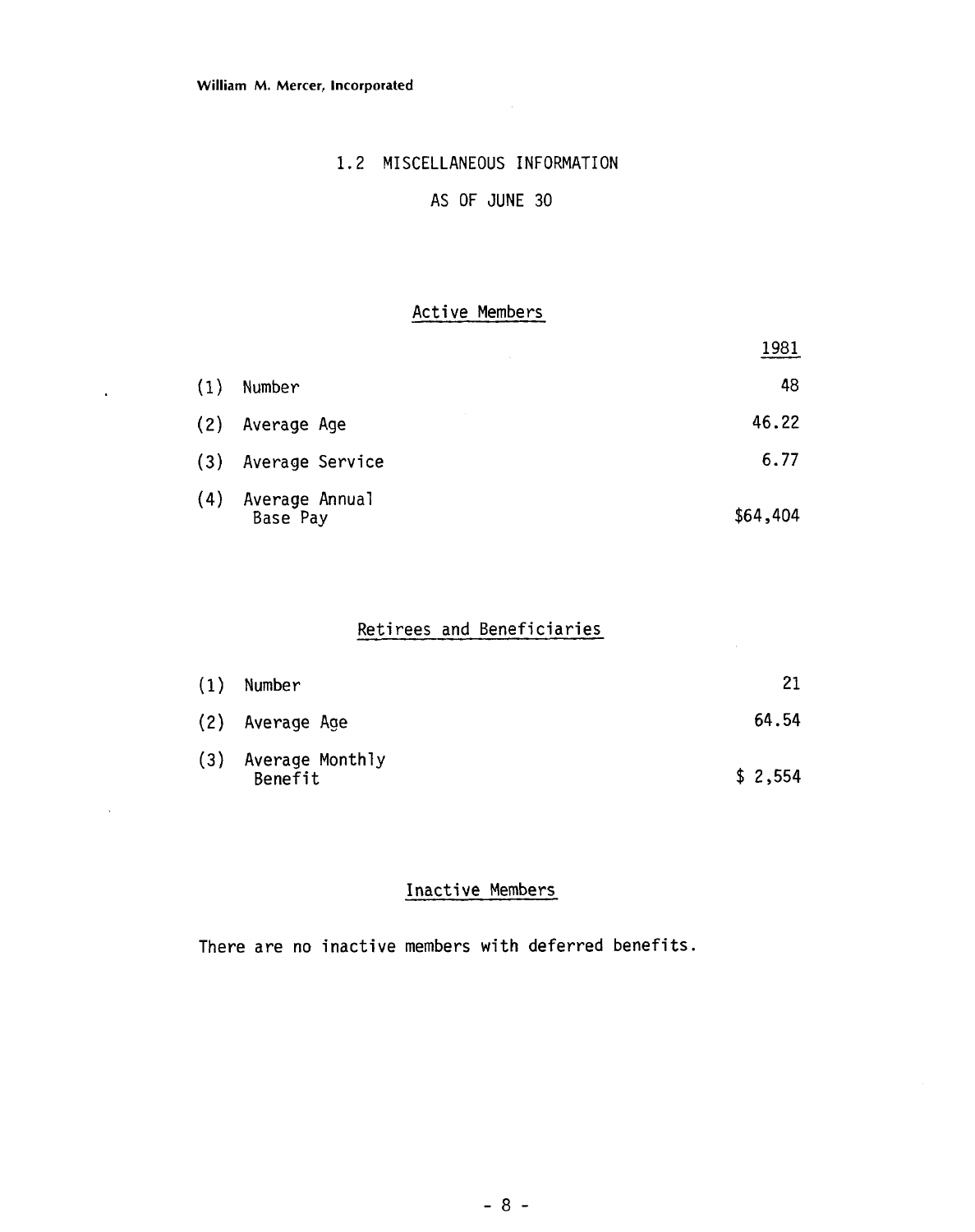## 1.2 MISCELLANEOUS INFORMATION

### AS OF JUNE 30

### Active Members

| | | 1981 |
|---|---|---|
| (1) | Number | 48 |
| (2) | Average Age | 46.22 |
| (3) | Average Service | 6.77 |
| (4) | Average Annual Base Pay | $64,404 |

### Retirees and Beneficiaries

| | | |
|---|---|---|
| (1) | Number | 21 |
| (2) | Average Age | 64.54 |
| (3) | Average Monthly Benefit | $ 2,554 |

### Inactive Members

There are no inactive members with deferred benefits.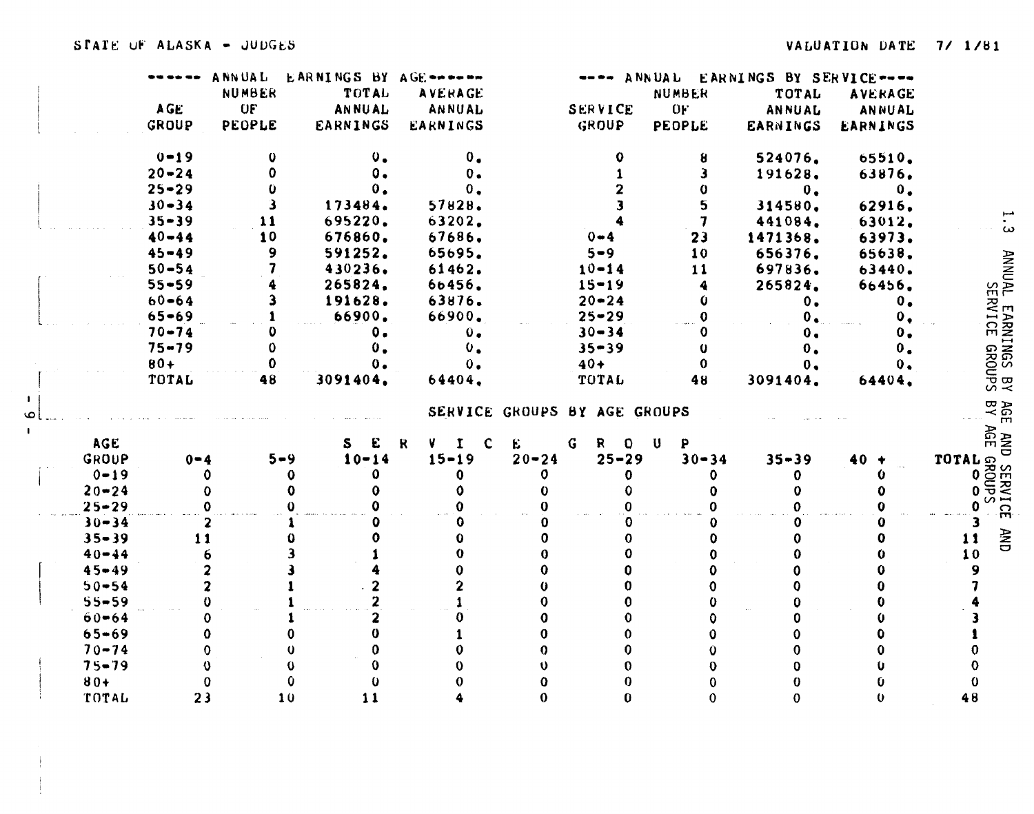STATE OF ALASKA - JUDGES

VALUATION DATE 7/ 1/81

## 1.3 ANNUAL EARNINGS BY AGE AND SERVICE AND SERVICE GROUPS BY AGE GROUPS

| ANNUAL EARNINGS BY AGE | | | | | ANNUAL EARNINGS BY SERVICE | | | |
|---|---|---|---|---|---|---|---|---|
| AGE GROUP | NUMBER OF PEOPLE | TOTAL ANNUAL EARNINGS | AVERAGE ANNUAL EARNINGS | | SERVICE GROUP | NUMBER OF PEOPLE | TOTAL ANNUAL EARNINGS | AVERAGE ANNUAL EARNINGS |
| 0-19 | 0 | 0. | 0. | | 0 | 8 | 524076. | 65510. |
| 20-24 | 0 | 0. | 0. | | 1 | 3 | 191628. | 63876. |
| 25-29 | 0 | 0. | 0. | | 2 | 0 | 0. | 0. |
| 30-34 | 3 | 173484. | 57828. | | 3 | 5 | 314580. | 62916. |
| 35-39 | 11 | 695220. | 63202. | | 4 | 7 | 441084. | 63012. |
| 40-44 | 10 | 676860. | 67686. | | 0-4 | 23 | 1471368. | 63973. |
| 45-49 | 9 | 591252. | 65695. | | 5-9 | 10 | 656376. | 65638. |
| 50-54 | 7 | 430236. | 61462. | | 10-14 | 11 | 697836. | 63440. |
| 55-59 | 4 | 265824. | 66456. | | 15-19 | 4 | 265824. | 66456. |
| 60-64 | 3 | 191628. | 63876. | | 20-24 | 0 | 0. | 0. |
| 65-69 | 1 | 66900. | 66900. | | 25-29 | 0 | 0. | 0. |
| 70-74 | 0 | 0. | 0. | | 30-34 | 0 | 0. | 0. |
| 75-79 | 0 | 0. | 0. | | 35-39 | 0 | 0. | 0. |
| 80+ | 0 | 0. | 0. | | 40+ | 0 | 0. | 0. |
| TOTAL | 48 | 3091404. | 64404. | | TOTAL | 48 | 3091404. | 64404. |

### SERVICE GROUPS BY AGE GROUPS

| AGE GROUP | SERVICE GROUP | | | | | | | | | |
|---|---|---|---|---|---|---|---|---|---|---|
| | 0-4 | 5-9 | 10-14 | 15-19 | 20-24 | 25-29 | 30-34 | 35-39 | 40 + | TOTAL |
| 0-19 | 0 | 0 | 0 | 0 | 0 | 0 | 0 | 0 | 0 | 0 |
| 20-24 | 0 | 0 | 0 | 0 | 0 | 0 | 0 | 0 | 0 | 0 |
| 25-29 | 0 | 0 | 0 | 0 | 0 | 0 | 0 | 0 | 0 | 0 |
| 30-34 | 2 | 1 | 0 | 0 | 0 | 0 | 0 | 0 | 0 | 3 |
| 35-39 | 11 | 0 | 0 | 0 | 0 | 0 | 0 | 0 | 0 | 11 |
| 40-44 | 6 | 3 | 1 | 0 | 0 | 0 | 0 | 0 | 0 | 10 |
| 45-49 | 2 | 3 | 4 | 0 | 0 | 0 | 0 | 0 | 0 | 9 |
| 50-54 | 2 | 1 | 2 | 2 | 0 | 0 | 0 | 0 | 0 | 7 |
| 55-59 | 0 | 1 | 2 | 1 | 0 | 0 | 0 | 0 | 0 | 4 |
| 60-64 | 0 | 1 | 2 | 0 | 0 | 0 | 0 | 0 | 0 | 3 |
| 65-69 | 0 | 0 | 0 | 1 | 0 | 0 | 0 | 0 | 0 | 1 |
| 70-74 | 0 | 0 | 0 | 0 | 0 | 0 | 0 | 0 | 0 | 0 |
| 75-79 | 0 | 0 | 0 | 0 | 0 | 0 | 0 | 0 | 0 | 0 |
| 80+ | 0 | 0 | 0 | 0 | 0 | 0 | 0 | 0 | 0 | 0 |
| TOTAL | 23 | 10 | 11 | 4 | 0 | 0 | 0 | 0 | 0 | 48 |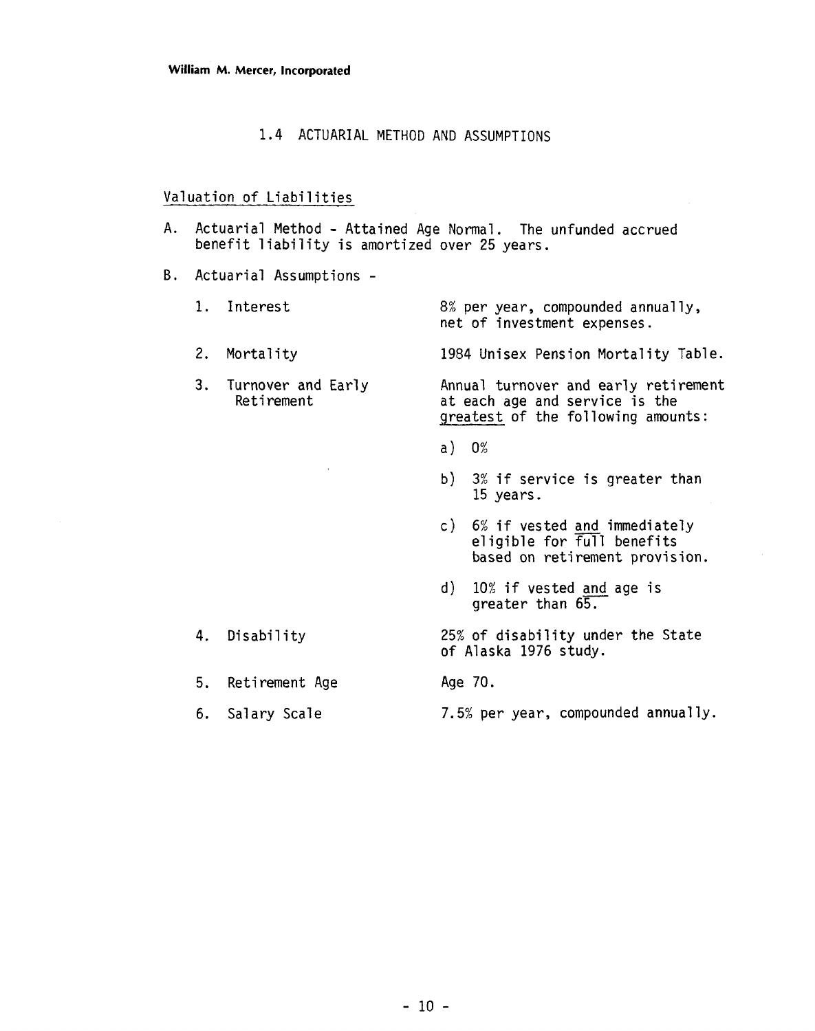William M. Mercer, Incorporated

## 1.4 ACTUARIAL METHOD AND ASSUMPTIONS

### Valuation of Liabilities

A. Actuarial Method - Attained Age Normal. The unfunded accrued benefit liability is amortized over 25 years.

B. Actuarial Assumptions -

1. Interest — 8% per year, compounded annually, net of investment expenses.

2. Mortality — 1984 Unisex Pension Mortality Table.

3. Turnover and Early Retirement — Annual turnover and early retirement at each age and service is the greatest of the following amounts:

   a) 0%

   b) 3% if service is greater than 15 years.

   c) 6% if vested and immediately eligible for full benefits based on retirement provision.

   d) 10% if vested and age is greater than 65.

4. Disability — 25% of disability under the State of Alaska 1976 study.

5. Retirement Age — Age 70.

6. Salary Scale — 7.5% per year, compounded annually.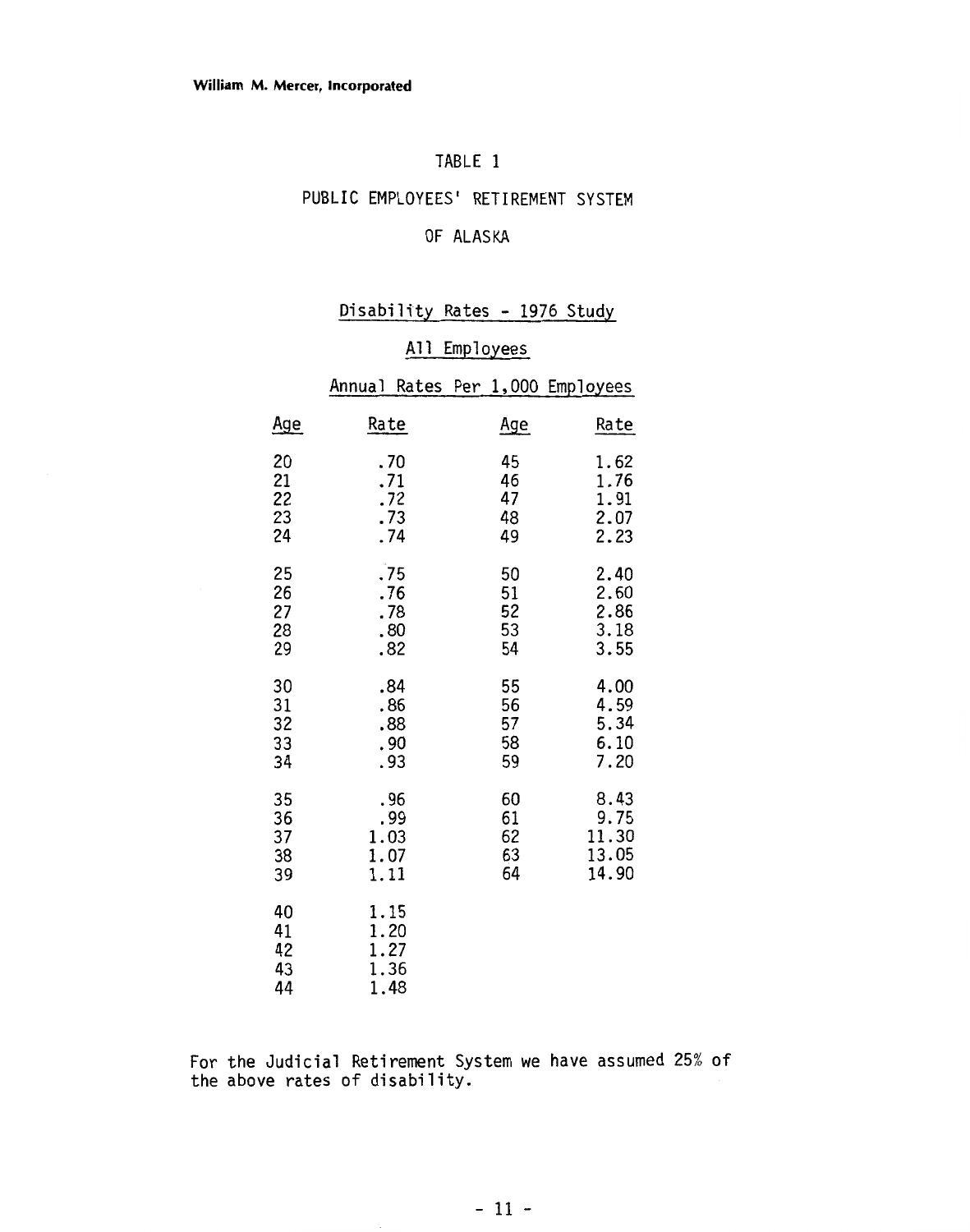# TABLE 1

## PUBLIC EMPLOYEES' RETIREMENT SYSTEM OF ALASKA

### Disability Rates - 1976 Study

### All Employees

### Annual Rates Per 1,000 Employees

| Age | Rate | Age | Rate |
|---|---|---|---|
| 20 | .70 | 45 | 1.62 |
| 21 | .71 | 46 | 1.76 |
| 22 | .72 | 47 | 1.91 |
| 23 | .73 | 48 | 2.07 |
| 24 | .74 | 49 | 2.23 |
| 25 | .75 | 50 | 2.40 |
| 26 | .76 | 51 | 2.60 |
| 27 | .78 | 52 | 2.86 |
| 28 | .80 | 53 | 3.18 |
| 29 | .82 | 54 | 3.55 |
| 30 | .84 | 55 | 4.00 |
| 31 | .86 | 56 | 4.59 |
| 32 | .88 | 57 | 5.34 |
| 33 | .90 | 58 | 6.10 |
| 34 | .93 | 59 | 7.20 |
| 35 | .96 | 60 | 8.43 |
| 36 | .99 | 61 | 9.75 |
| 37 | 1.03 | 62 | 11.30 |
| 38 | 1.07 | 63 | 13.05 |
| 39 | 1.11 | 64 | 14.90 |
| 40 | 1.15 | | |
| 41 | 1.20 | | |
| 42 | 1.27 | | |
| 43 | 1.36 | | |
| 44 | 1.48 | | |

For the Judicial Retirement System we have assumed 25% of the above rates of disability.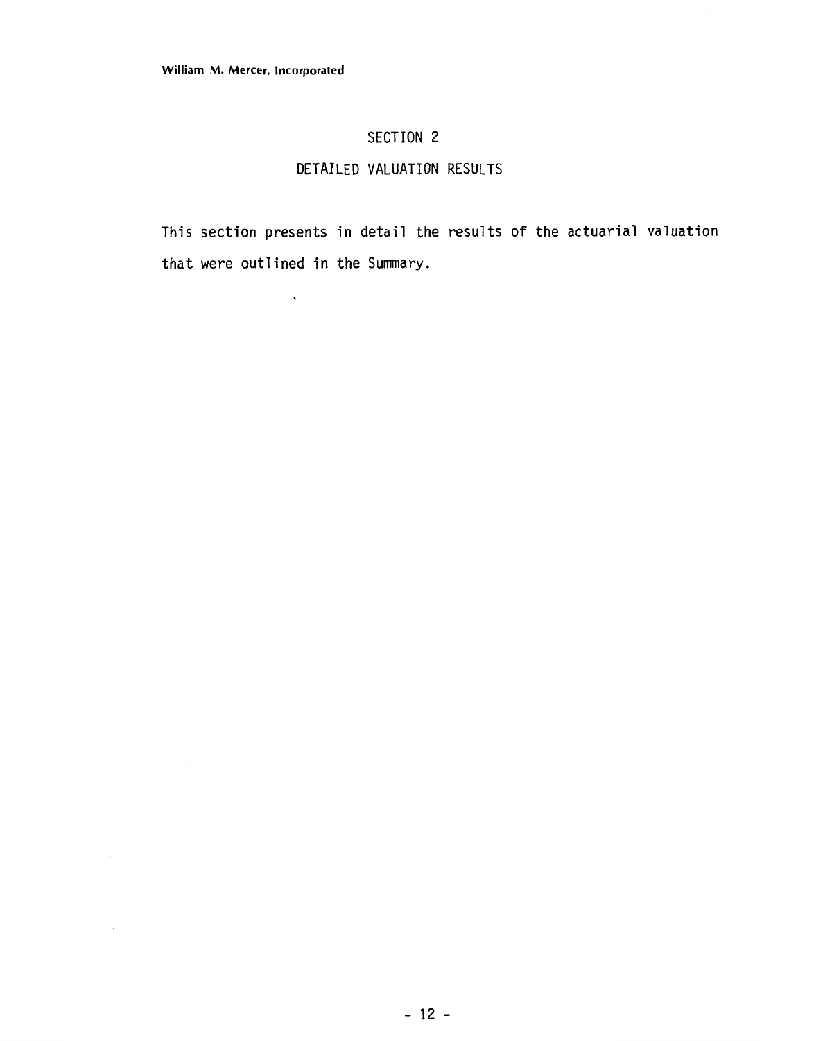# SECTION 2

## DETAILED VALUATION RESULTS

This section presents in detail the results of the actuarial valuation that were outlined in the Summary.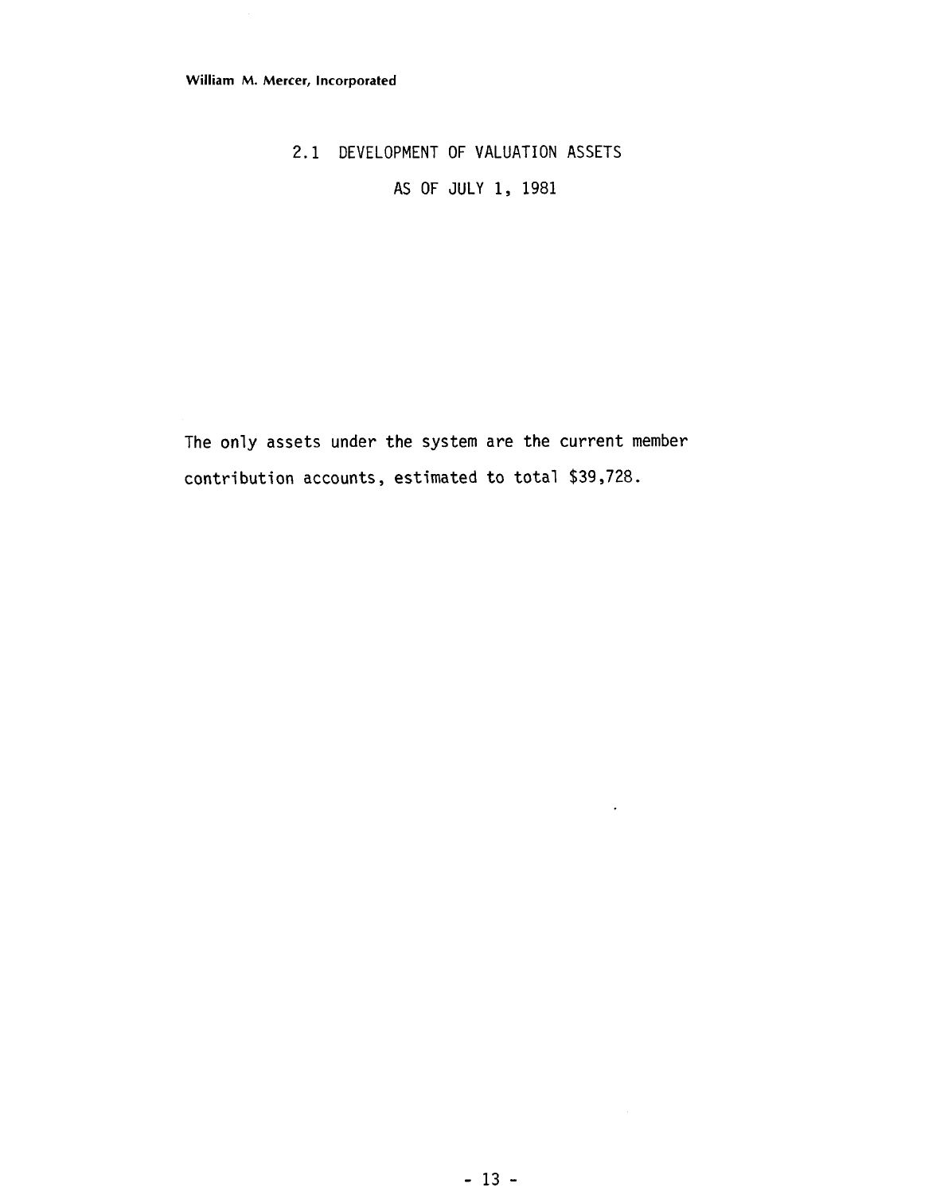## 2.1 DEVELOPMENT OF VALUATION ASSETS

## AS OF JULY 1, 1981

The only assets under the system are the current member contribution accounts, estimated to total $39,728.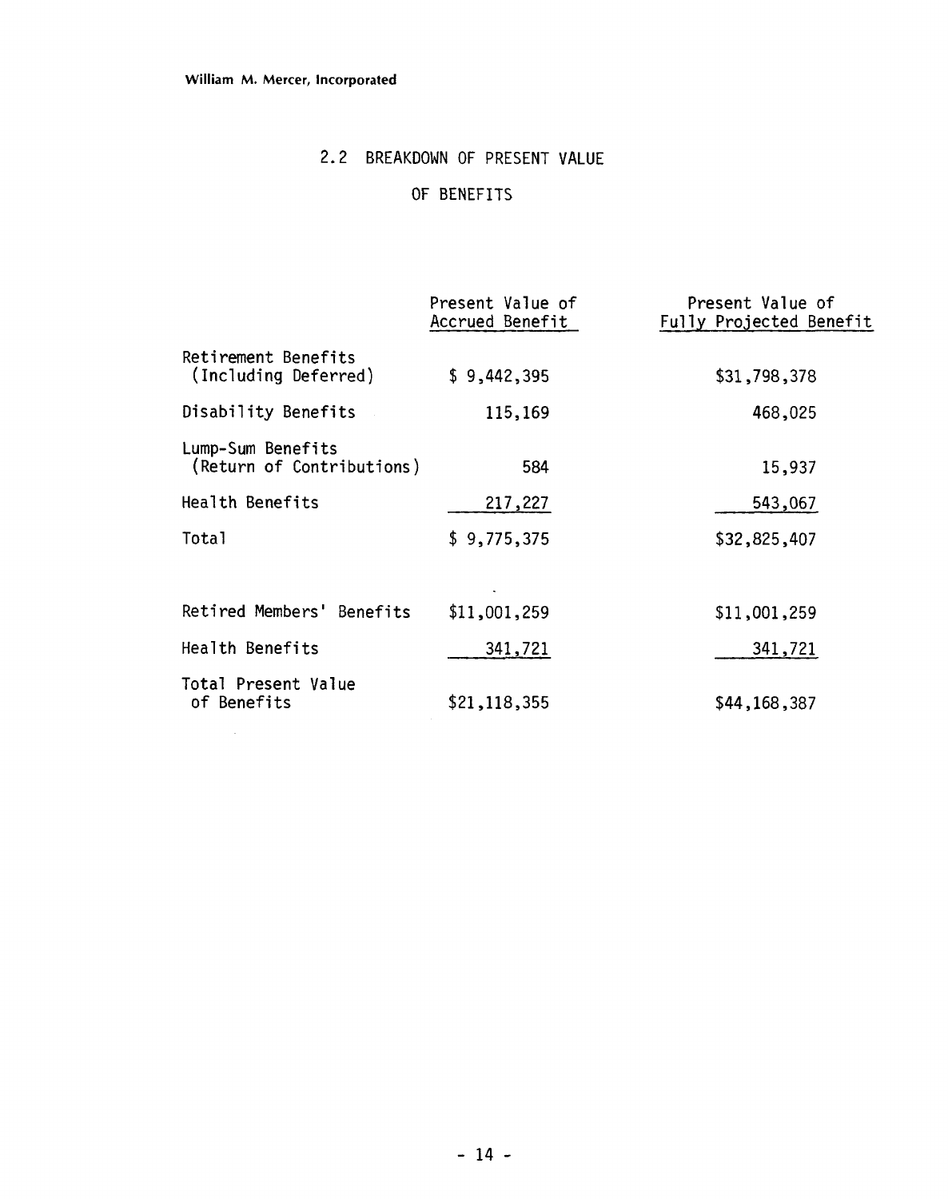William M. Mercer, Incorporated

## 2.2 BREAKDOWN OF PRESENT VALUE OF BENEFITS

| | Present Value of Accrued Benefit | Present Value of Fully Projected Benefit |
|---|---|---|
| Retirement Benefits (Including Deferred) | $ 9,442,395 | $31,798,378 |
| Disability Benefits | 115,169 | 468,025 |
| Lump-Sum Benefits (Return of Contributions) | 584 | 15,937 |
| Health Benefits | 217,227 | 543,067 |
| Total | $ 9,775,375 | $32,825,407 |
| | | |
| Retired Members' Benefits | $11,001,259 | $11,001,259 |
| Health Benefits | 341,721 | 341,721 |
| Total Present Value of Benefits | $21,118,355 | $44,168,387 |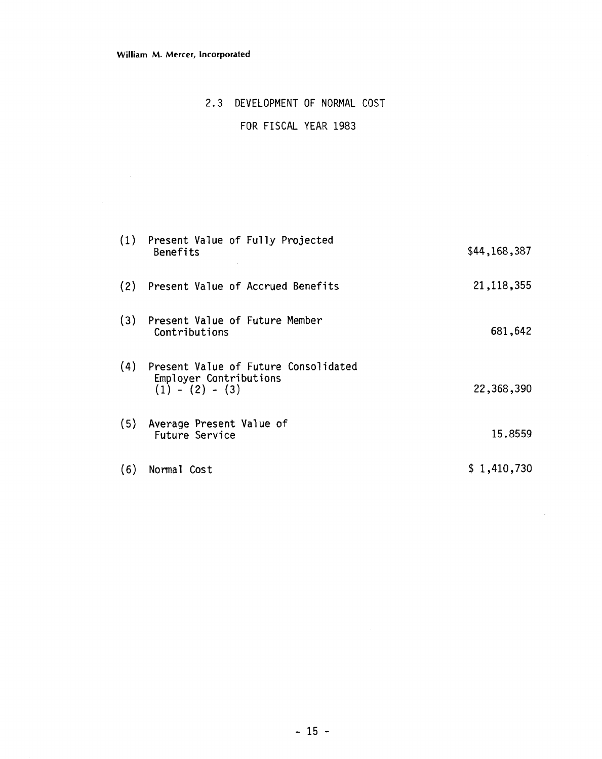## 2.3 DEVELOPMENT OF NORMAL COST

### FOR FISCAL YEAR 1983

| | | |
|---|---|---|
| (1) | Present Value of Fully Projected Benefits | $44,168,387 |
| (2) | Present Value of Accrued Benefits | 21,118,355 |
| (3) | Present Value of Future Member Contributions | 681,642 |
| (4) | Present Value of Future Consolidated Employer Contributions (1) - (2) - (3) | 22,368,390 |
| (5) | Average Present Value of Future Service | 15.8559 |
| (6) | Normal Cost | $ 1,410,730 |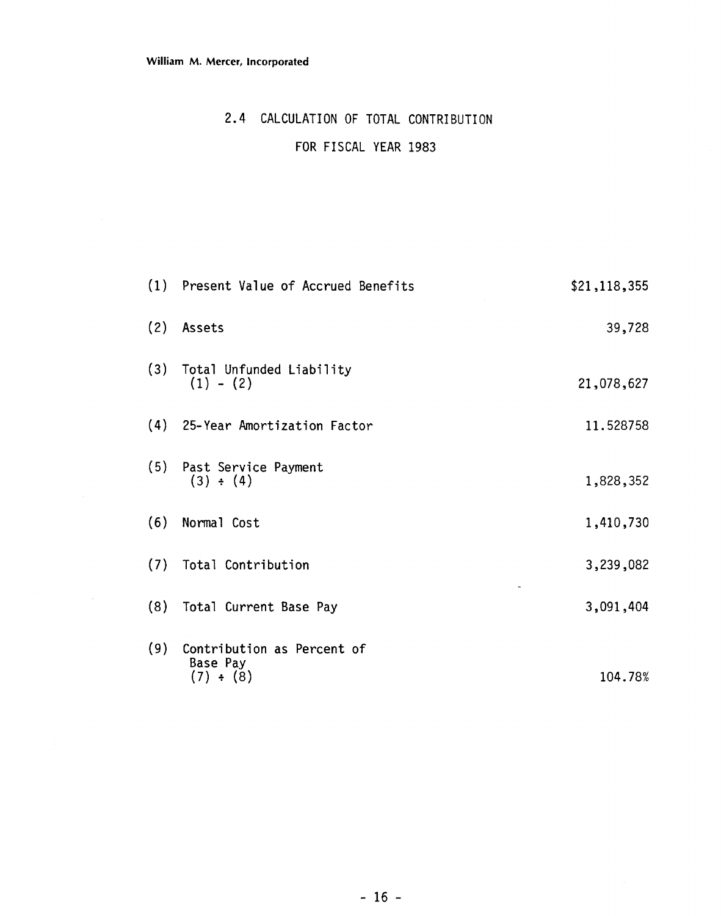## 2.4 CALCULATION OF TOTAL CONTRIBUTION FOR FISCAL YEAR 1983

| | | |
|---|---|---|
| (1) | Present Value of Accrued Benefits | $21,118,355 |
| (2) | Assets | 39,728 |
| (3) | Total Unfunded Liability (1) - (2) | 21,078,627 |
| (4) | 25-Year Amortization Factor | 11.528758 |
| (5) | Past Service Payment (3) ÷ (4) | 1,828,352 |
| (6) | Normal Cost | 1,410,730 |
| (7) | Total Contribution | 3,239,082 |
| (8) | Total Current Base Pay | 3,091,404 |
| (9) | Contribution as Percent of Base Pay (7) ÷ (8) | 104.78% |